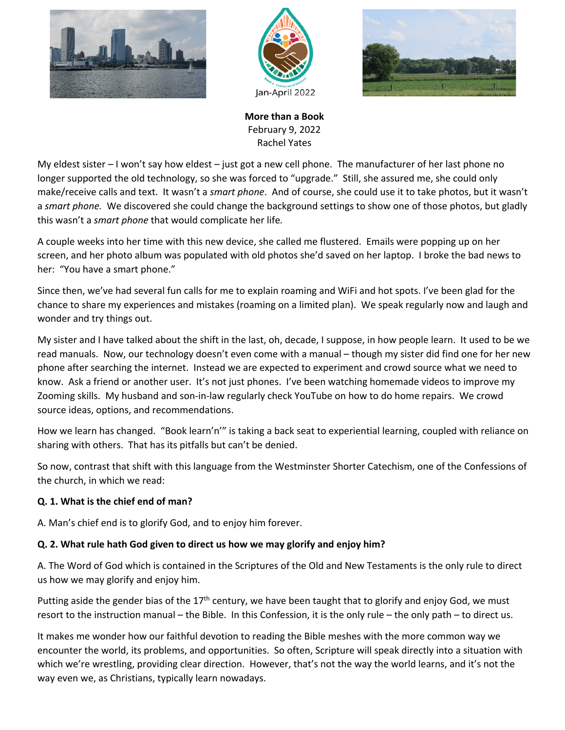Jan-April 2022

**More than a Book**
February 9, 2022
Rachel Yates

My eldest sister – I won't say how eldest – just got a new cell phone. The manufacturer of her last phone no longer supported the old technology, so she was forced to "upgrade." Still, she assured me, she could only make/receive calls and text. It wasn't a *smart phone*. And of course, she could use it to take photos, but it wasn't a *smart phone.* We discovered she could change the background settings to show one of those photos, but gladly this wasn't a *smart phone* that would complicate her life*.*

A couple weeks into her time with this new device, she called me flustered. Emails were popping up on her screen, and her photo album was populated with old photos she'd saved on her laptop. I broke the bad news to her: "You have a smart phone."

Since then, we've had several fun calls for me to explain roaming and WiFi and hot spots. I've been glad for the chance to share my experiences and mistakes (roaming on a limited plan). We speak regularly now and laugh and wonder and try things out.

My sister and I have talked about the shift in the last, oh, decade, I suppose, in how people learn. It used to be we read manuals. Now, our technology doesn't even come with a manual – though my sister did find one for her new phone after searching the internet. Instead we are expected to experiment and crowd source what we need to know. Ask a friend or another user. It's not just phones. I've been watching homemade videos to improve my Zooming skills. My husband and son-in-law regularly check YouTube on how to do home repairs. We crowd source ideas, options, and recommendations.

How we learn has changed. "Book learn'n'" is taking a back seat to experiential learning, coupled with reliance on sharing with others. That has its pitfalls but can't be denied.

So now, contrast that shift with this language from the Westminster Shorter Catechism, one of the Confessions of the church, in which we read:

**Q. 1. What is the chief end of man?**

A. Man's chief end is to glorify God, and to enjoy him forever.

**Q. 2. What rule hath God given to direct us how we may glorify and enjoy him?**

A. The Word of God which is contained in the Scriptures of the Old and New Testaments is the only rule to direct us how we may glorify and enjoy him.

Putting aside the gender bias of the 17th century, we have been taught that to glorify and enjoy God, we must resort to the instruction manual – the Bible. In this Confession, it is the only rule – the only path – to direct us.

It makes me wonder how our faithful devotion to reading the Bible meshes with the more common way we encounter the world, its problems, and opportunities. So often, Scripture will speak directly into a situation with which we're wrestling, providing clear direction. However, that's not the way the world learns, and it's not the way even we, as Christians, typically learn nowadays.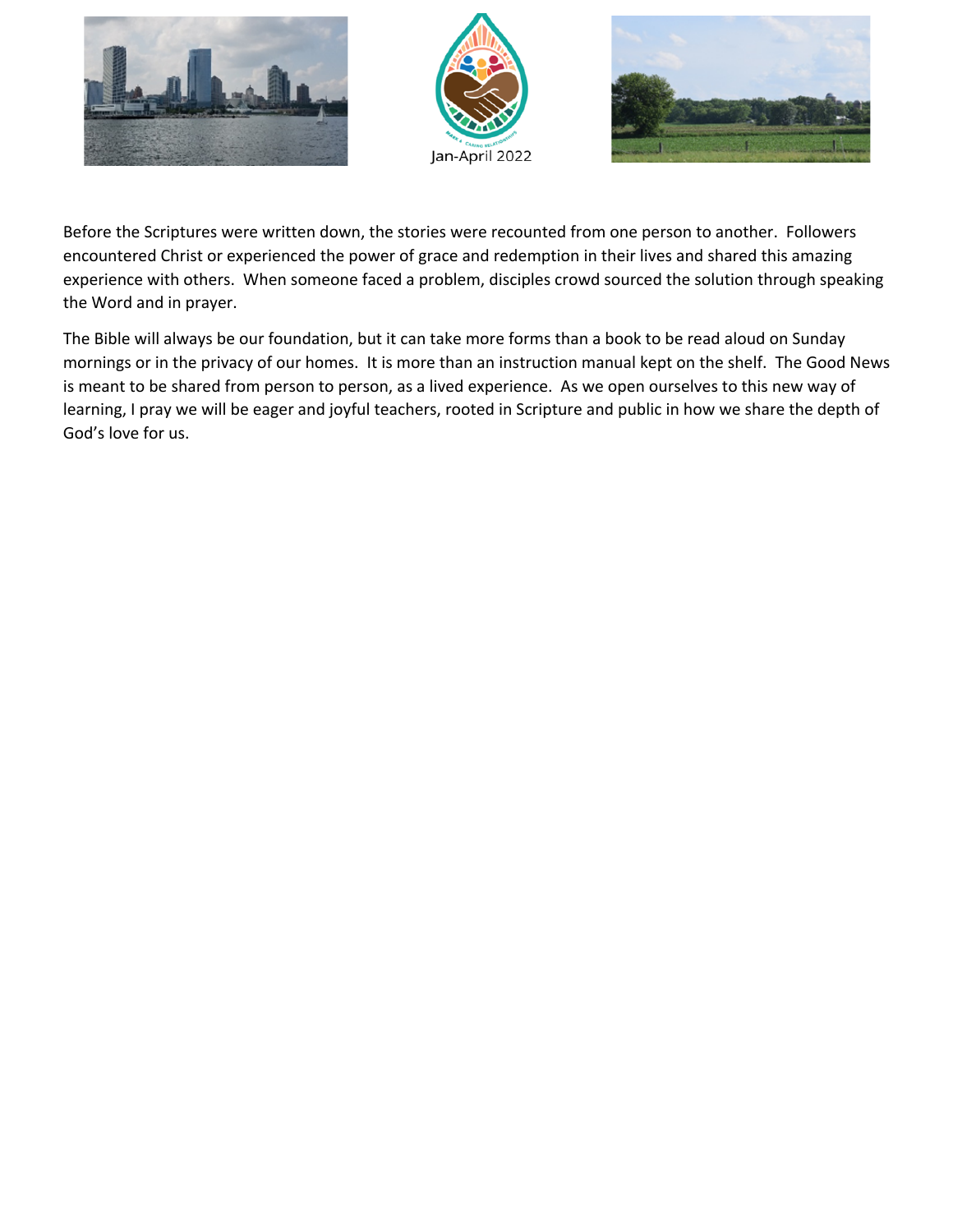Jan-April 2022

Before the Scriptures were written down, the stories were recounted from one person to another. Followers encountered Christ or experienced the power of grace and redemption in their lives and shared this amazing experience with others. When someone faced a problem, disciples crowd sourced the solution through speaking the Word and in prayer.

The Bible will always be our foundation, but it can take more forms than a book to be read aloud on Sunday mornings or in the privacy of our homes. It is more than an instruction manual kept on the shelf. The Good News is meant to be shared from person to person, as a lived experience. As we open ourselves to this new way of learning, I pray we will be eager and joyful teachers, rooted in Scripture and public in how we share the depth of God's love for us.